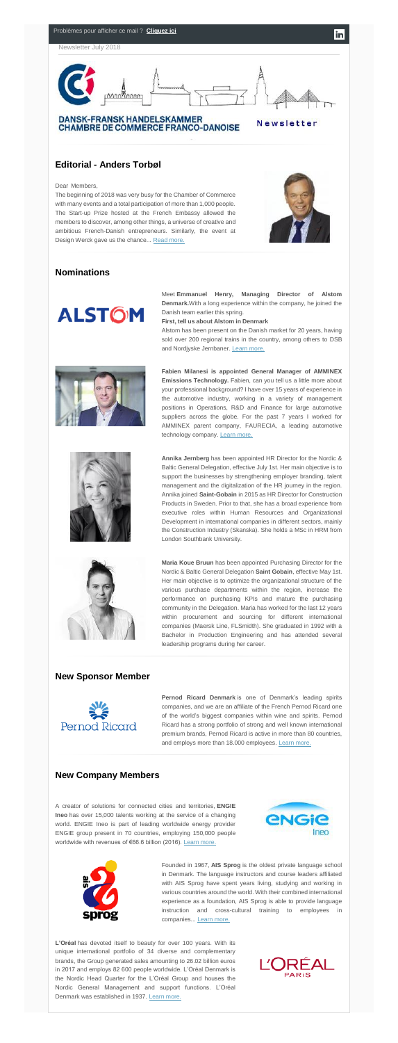Problèmes pour afficher ce mail ? **Cliquez ici**

Newsletter July 2018

DANSK-FRANSK HANDELSKAMMER
CHAMBRE DE COMMERCE FRANCO-DANOISE

Newsletter

## Editorial - Anders Torbøl

Dear Members,

The beginning of 2018 was very busy for the Chamber of Commerce with many events and a total participation of more than 1,000 people. The Start-up Prize hosted at the French Embassy allowed the members to discover, among other things, a universe of creative and ambitious French-Danish entrepreneurs. Similarly, the event at Design Werck gave us the chance... Read more.

## Nominations

ALSTOM

Meet **Emmanuel Henry, Managing Director of Alstom Denmark.** With a long experience within the company, he joined the Danish team earlier this spring.

**First, tell us about Alstom in Denmark**

Alstom has been present on the Danish market for 20 years, having sold over 200 regional trains in the country, among others to DSB and Nordjyske Jernbaner. Learn more.

**Fabien Milanesi is appointed General Manager of AMMINEX Emissions Technology.** Fabien, can you tell us a little more about your professional background? I have over 15 years of experience in the automotive industry, working in a variety of management positions in Operations, R&D and Finance for large automotive suppliers across the globe. For the past 7 years I worked for AMMINEX parent company, FAURECIA, a leading automotive technology company. Learn more.

**Annika Jernberg** has been appointed HR Director for the Nordic & Baltic General Delegation, effective July 1st. Her main objective is to support the businesses by strengthening employer branding, talent management and the digitalization of the HR journey in the region. Annika joined **Saint-Gobain** in 2015 as HR Director for Construction Products in Sweden. Prior to that, she has a broad experience from executive roles within Human Resources and Organizational Development in international companies in different sectors, mainly the Construction Industry (Skanska). She holds a MSc in HRM from London Southbank University.

**Maria Koue Bruun** has been appointed Purchasing Director for the Nordic & Baltic General Delegation **Saint Gobain**, effective May 1st. Her main objective is to optimize the organizational structure of the various purchase departments within the region, increase the performance on purchasing KPIs and mature the purchasing community in the Delegation. Maria has worked for the last 12 years within procurement and sourcing for different international companies (Maersk Line, FLSmidth). She graduated in 1992 with a Bachelor in Production Engineering and has attended several leadership programs during her career.

## New Sponsor Member

Pernod Ricard

**Pernod Ricard Denmark** is one of Denmark's leading spirits companies, and we are an affiliate of the French Pernod Ricard one of the world's biggest companies within wine and spirits. Pernod Ricard has a strong portfolio of strong and well known international premium brands, Pernod Ricard is active in more than 80 countries, and employs more than 18.000 employees. Learn more.

## New Company Members

A creator of solutions for connected cities and territories, **ENGIE Ineo** has over 15,000 talents working at the service of a changing world. ENGIE Ineo is part of leading worldwide energy provider ENGIE group present in 70 countries, employing 150,000 people worldwide with revenues of €66.6 billion (2016). Learn more.

ENGIE Ineo

ais sprog

Founded in 1967, **AIS Sprog** is the oldest private language school in Denmark. The language instructors and course leaders affiliated with AIS Sprog have spent years living, studying and working in various countries around the world. With their combined international experience as a foundation, AIS Sprog is able to provide language instruction and cross-cultural training to employees in companies... Learn more.

**L'Oréal** has devoted itself to beauty for over 100 years. With its unique international portfolio of 34 diverse and complementary brands, the Group generated sales amounting to 26.02 billion euros in 2017 and employs 82 600 people worldwide. L'Oréal Denmark is the Nordic Head Quarter for the L'Oréal Group and houses the Nordic General Management and support functions. L'Oréal Denmark was established in 1937. Learn more.

L'ORÉAL PARIS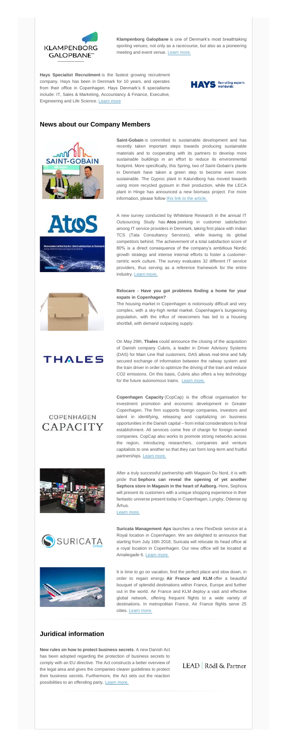**Klampenborg Galopbane** is one of Denmark's most breathtaking sporting venues; not only as a racecourse, but also as a pioneering meeting and event venue. Learn more.

**Hays Specialist Recruitment** is the fastest growing recruitment company. Hays has been in Denmark for 10 years, and operates from their office in Copenhagen. Hays Denmark's 6 specialisms include: IT, Sales & Marketing, Accountancy & Finance, Executive, Engineering and Life Science. Learn more

## News about our Company Members

**Saint-Gobain** is committed to sustainable development and has recently taken important steps towards producing sustainable materials and to cooperating with its partners to develop more sustainable buildings in an effort to reduce its environmental footprint. More specifically, this Spring, two of Saint-Gobain's plants in Denmark have taken a green step to become even more sustainable. The Gyproc plant in Kalundborg has moved towards using more recycled gypsum in their production, while the LECA plant in Hinge has announced a new biomass project. For more information, please follow this link to the article.

A new survey conducted by Whitelane Research in the annual IT Outsourcing Study has **Atos** peeking in customer satisfaction among IT service providers in Denmark, taking first place with Indian TCS (Tata Consultancy Services), while leaving its global competitors behind. The achievement of a total satisfaction score of 80% is a direct consequence of the company's ambitious Nordic growth strategy and intense internal efforts to foster a customer-centric work culture. The survey evaluates 32 different IT service providers, thus serving as a reference framework for the entire industry. Learn more.

**Relocare - Have you got problems finding a home for your expats in Copenhagen?**

The housing market in Copenhagen is notoriously difficult and very complex, with a sky-high rental market. Copenhagen's burgeoning population, with the influx of newcomers has led to a housing shortfall, with demand outpacing supply.

On May 29th, **Thales** could announce the closing of the acquisition of Danish company Cubris, a leader in Driver Advisory Systems (DAS) for Main Line Rail customers. DAS allows real-time and fully secured exchange of information between the railway system and the train driver in order to optimize the driving of the train and reduce CO2 emissions. On this basis, Cubris also offers a key technology for the future autonomous trains. Learn more.

**Copenhagen Capacity** (CopCap) is the official organisation for investment promotion and economic development in Greater Copenhagen. The firm supports foreign companies, investors and talent in identifying, releasing and capitalizing on business opportunities in the Danish capital – from initial considerations to final establishment. All services come free of charge for foreign-owned companies. CopCap also works to promote strong networks across the region, introducing researchers, companies and venture capitalists to one another so that they can form long-term and fruitful partnerships. Learn more.

After a truly successful partnership with Magasin Du Nord, it is with pride that **Sephora can reveal the opening of yet another Sephora store in Magasin in the heart of Aalborg.** Here, Sephora will present its customers with a unique shopping experience in their fantastic universe present today in Copenhagen, Lyngby, Odense og Århus.
Learn more.

**Suricata Management Aps** launches a new FlexDesk service at a Royal location in Copenhagen. We are delighted to announce that starting from July 16th 2018, Suricata will relocate its head office at a royal location in Copenhagen. Our new office will be located at Amaliegade 6. Learn more.

It is time to go on vacation, find the perfect place and slow down, in order to regain energy. **Air France and KLM** offer a beautiful bouquet of splendid destinations within France, Europe and further out in the world. Air France and KLM deploy a vast and effective global network, offering frequent flights to a wide variety of destinations. In metropolitan France, Air France flights serve 25 cities. Learn more.

## Juridical information

**New rules on how to protect business secrets**. A new Danish Act has been adopted regarding the protection of business secrets to comply with an EU directive. The Act constructs a better overview of the legal area and gives the companies clearer guidelines to protect their business secrets. Furthermore, the Act sets out the reaction possibilities to an offending party. Learn more.

LEAD | Rödl & Partner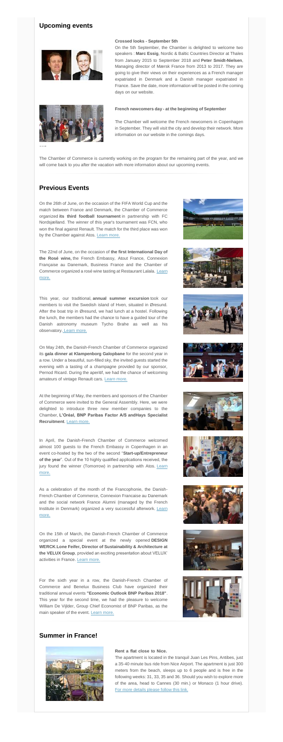## Upcoming events

**Crossed looks - September 5th**

On the 5th September, the Chamber is delighted to welcome two speakers : **Marc Essig**, Nordic & Baltic Countries Director at Thales from January 2015 to September 2018 and **Peter Smidt-Nielsen**, Managing director of Mærsk France from 2013 to 2017. They are going to give their views on their experiences as a French manager expatriated in Denmark and a Danish manager expatriated in France. Save the date, more information will be posted in the coming days on our website.

**French newcomers day - at the beginning of September**

The Chamber will welcome the French newcomers in Copenhagen in September. They will visit the city and develop their network. More information on our website in the comings days.

….

The Chamber of Commerce is currently working on the program for the remaining part of the year, and we will come back to you after the vacation with more information about our upcoming events.

## Previous Events

On the 26th of June, on the occasion of the FIFA World Cup and the match between France and Denmark, the Chamber of Commerce organized **its third football tournament** in partnership with FC Nordsjælland. The winner of this year's tournament was FCN, who won the final against Renault. The match for the third place was won by the Chamber against Atos. Learn more.

The 22nd of June, on the occasion of **the first International Day of the Rosé wine,** the French Embassy, Atout France, Connexion Française au Danemark, Business France and the Chamber of Commerce organized a rosé wine tasting at Restaurant Lalala. Learn more.

This year, our traditional, **annual summer excursion** took our members to visit the Swedish island of Hven, situated in Øresund. After the boat trip in Øresund, we had lunch at a hostel. Following the lunch, the members had the chance to have a guided tour of the Danish astronomy museum Tycho Brahe as well as his observatory. Learn more.

On May 24th, the Danish-French Chamber of Commerce organized its **gala dinner at Klampenborg Galopbane** for the second year in a row. Under a beautiful, sun-filled sky, the invited guests started the evening with a tasting of a champagne provided by our sponsor, Pernod Ricard. During the aperitif, we had the chance of welcoming amateurs of vintage Renault cars. Learn more.

At the beginning of May, the members and sponsors of the Chamber of Commerce were invited to the General Assembly. Here, we were delighted to introduce three new member companies to the Chamber, **L'Oréal, BNP Paribas Factor A/S andHays Specialist Recruitment**. Learn more.

In April, the Danish-French Chamber of Commerce welcomed almost 100 guests to the French Embassy in Copenhagen in an event co-hosted by the two of the second "**Start-up/Entrepreneur of the year**". Out of the 10 highly qualified applications received, the jury found the winner (Tomorrow) in partnership with Atos. Learn more.

As a celebration of the month of the Francophonie, the Danish-French Chamber of Commerce, Connexion Francaise au Danemark and the social network France Alumni (managed by the French Institute in Denmark) organized a very successful afterwork. Learn more.

On the 15th of March, the Danish-French Chamber of Commerce organized a special event at the newly opened **DESIGN WERCK.Lone Feifer, Director of Sustainability & Architecture at the VELUX Group**, provided an exciting presentation about VELUX' activities in France. Learn more.

For the sixth year in a row, the Danish-French Chamber of Commerce and Benelux Business Club have organized their traditional annual events **"Economic Outlook BNP Paribas 2018"**. This year for the second time, we had the pleasure to welcome William De Vijlder, Group Chief Economist of BNP Paribas, as the main speaker of the event. Learn more.

## Summer in France!

**Rent a flat close to Nice.**

The apartment is located in the tranquil Juan Les Pins, Antibes, just a 35-40 minute bus ride from Nice Airport. The apartment is just 300 meters from the beach, sleeps up to 6 people and is free in the following weeks: 31, 33, 35 and 36. Should you wish to explore more of the area, head to Cannes (30 min.) or Monaco (1 hour drive). For more details please follow this link.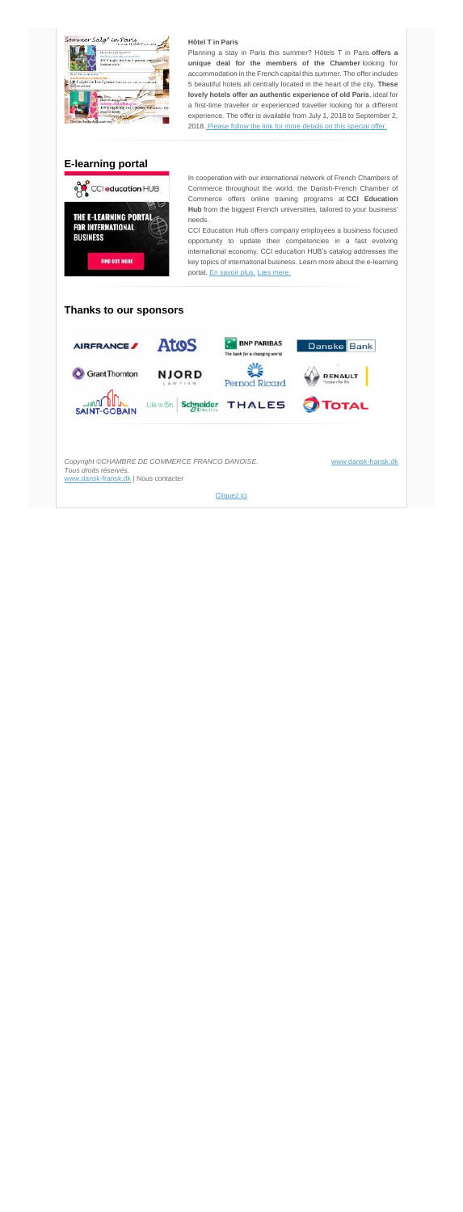**Hôtel T in Paris**

Planning a stay in Paris this summer? Hôtels T in Paris **offers a unique deal for the members of the Chamber** looking for accommodation in the French capital this summer. The offer includes 5 beautiful hotels all centrally located in the heart of the city. **These lovely hotels offer an authentic experience of old Paris**, ideal for a first-time traveller or experienced traveller looking for a different experience. The offer is available from July 1, 2018 to September 2, 2018. Please follow the link for more details on this special offer.

## E-learning portal

In cooperation with our international network of French Chambers of Commerce throughout the world, the Danish-French Chamber of Commerce offers online training programs at **CCI Education Hub** from the biggest French universities, tailored to your business' needs.

CCI Education Hub offers company employees a business focused opportunity to update their competencies in a fast evolving international economy. CCI education HUB's catalog addresses the key topics of international business. Learn more about the e-learning portal. En savoir plus. Læs mere.

## Thanks to our sponsors

*Copyright ©CHAMBRE DE COMMERCE FRANCO DANOISE.*
*Tous droits réservés.*
www.dansk-fransk.dk | Nous contacter

www.dansk-fransk.dk

Cliquez ici